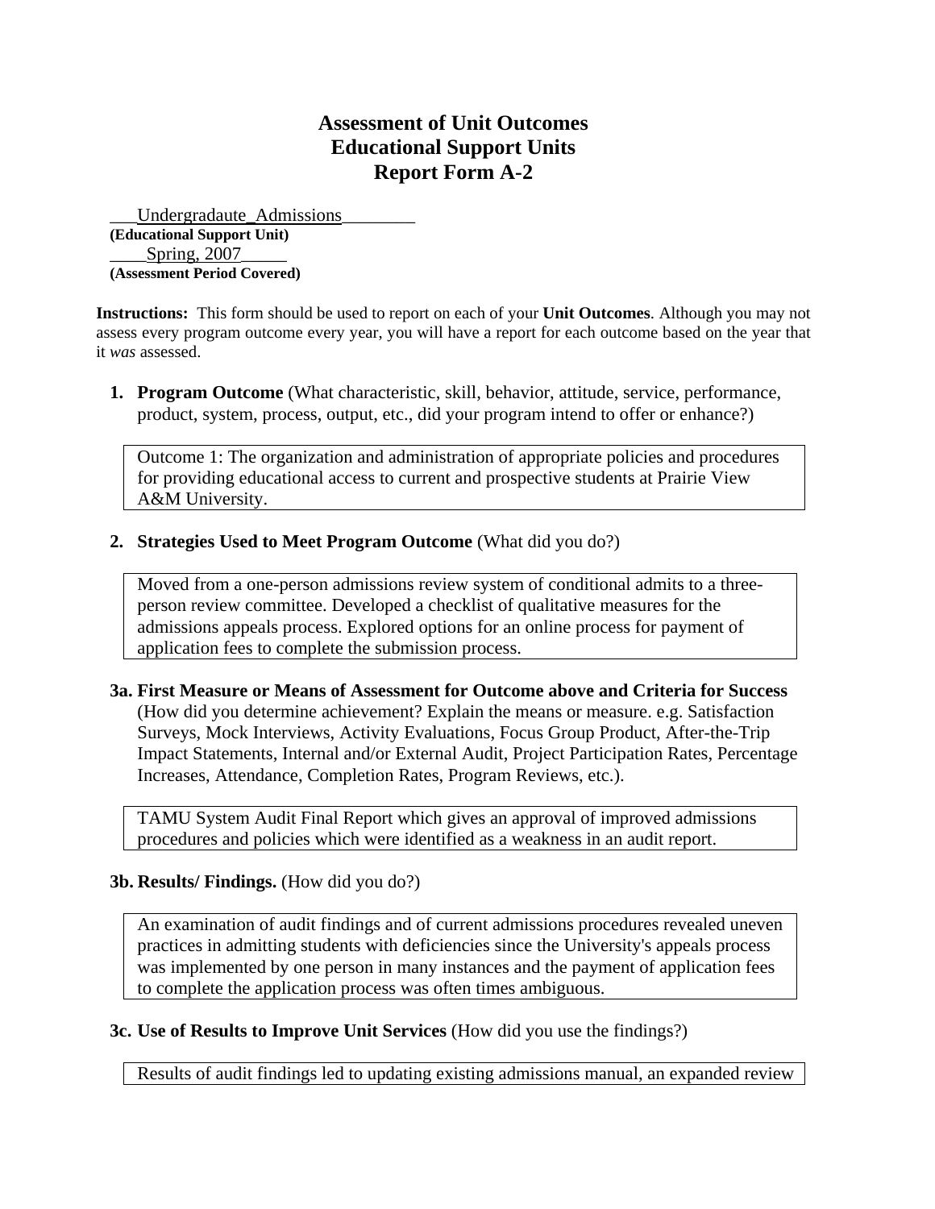# Assessment of Unit Outcomes
# Educational Support Units
# Report Form A-2

___Undergradaute_Admissions________
**(Educational Support Unit)**
____Spring, 2007_____
**(Assessment Period Covered)**

**Instructions:** This form should be used to report on each of your **Unit Outcomes**. Although you may not assess every program outcome every year, you will have a report for each outcome based on the year that it *was* assessed.

1. **Program Outcome** (What characteristic, skill, behavior, attitude, service, performance, product, system, process, output, etc., did your program intend to offer or enhance?)

   Outcome 1: The organization and administration of appropriate policies and procedures for providing educational access to current and prospective students at Prairie View A&M University.

2. **Strategies Used to Meet Program Outcome** (What did you do?)

   Moved from a one-person admissions review system of conditional admits to a three-person review committee. Developed a checklist of qualitative measures for the admissions appeals process. Explored options for an online process for payment of application fees to complete the submission process.

**3a. First Measure or Means of Assessment for Outcome above and Criteria for Success** (How did you determine achievement? Explain the means or measure. e.g. Satisfaction Surveys, Mock Interviews, Activity Evaluations, Focus Group Product, After-the-Trip Impact Statements, Internal and/or External Audit, Project Participation Rates, Percentage Increases, Attendance, Completion Rates, Program Reviews, etc.).

TAMU System Audit Final Report which gives an approval of improved admissions procedures and policies which were identified as a weakness in an audit report.

**3b. Results/ Findings.** (How did you do?)

An examination of audit findings and of current admissions procedures revealed uneven practices in admitting students with deficiencies since the University's appeals process was implemented by one person in many instances and the payment of application fees to complete the application process was often times ambiguous.

**3c. Use of Results to Improve Unit Services** (How did you use the findings?)

Results of audit findings led to updating existing admissions manual, an expanded review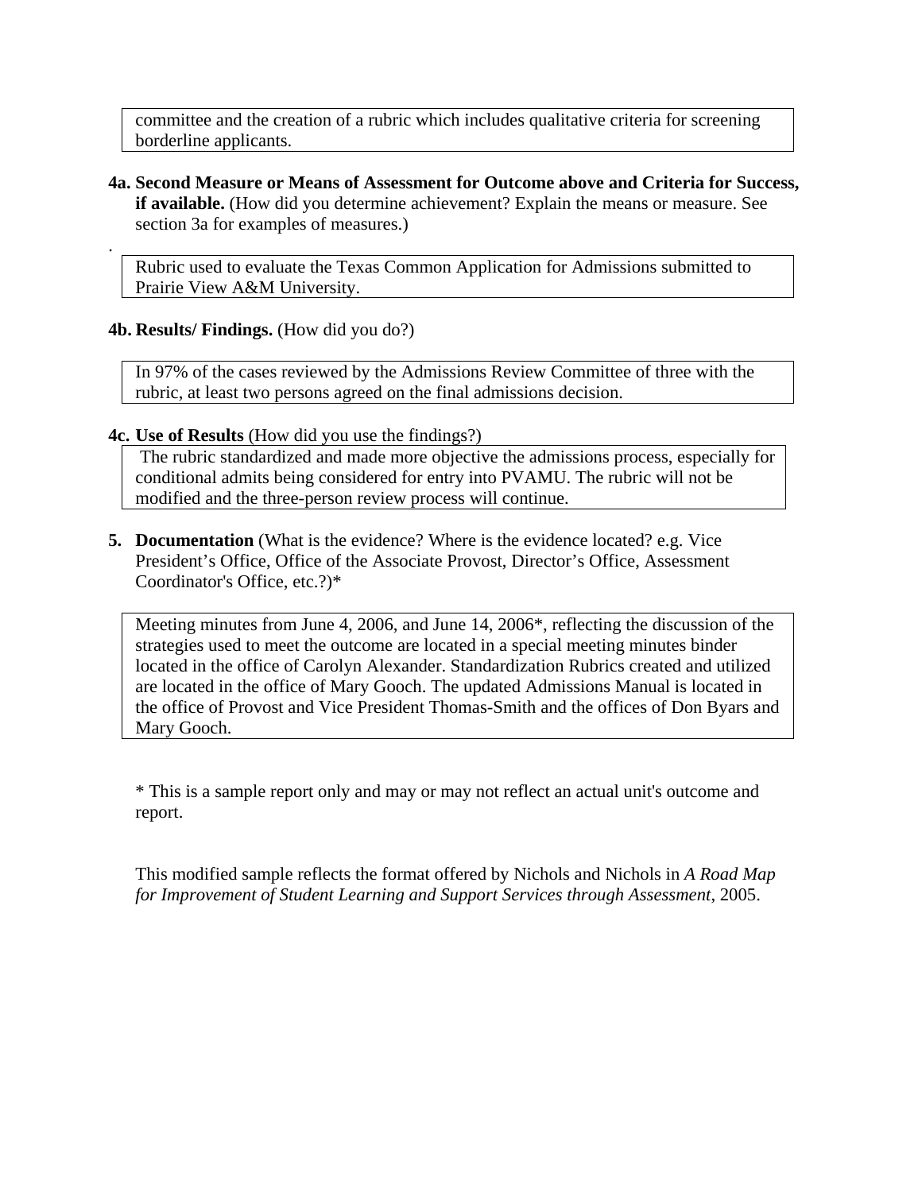committee and the creation of a rubric which includes qualitative criteria for screening borderline applicants.

**4a. Second Measure or Means of Assessment for Outcome above and Criteria for Success, if available.** (How did you determine achievement? Explain the means or measure. See section 3a for examples of measures.)

.

Rubric used to evaluate the Texas Common Application for Admissions submitted to Prairie View A&M University.

**4b. Results/ Findings.** (How did you do?)

In 97% of the cases reviewed by the Admissions Review Committee of three with the rubric, at least two persons agreed on the final admissions decision.

**4c. Use of Results** (How did you use the findings?)

The rubric standardized and made more objective the admissions process, especially for conditional admits being considered for entry into PVAMU. The rubric will not be modified and the three-person review process will continue.

**5. Documentation** (What is the evidence? Where is the evidence located? e.g. Vice President's Office, Office of the Associate Provost, Director's Office, Assessment Coordinator's Office, etc.?)*

Meeting minutes from June 4, 2006, and June 14, 2006*, reflecting the discussion of the strategies used to meet the outcome are located in a special meeting minutes binder located in the office of Carolyn Alexander. Standardization Rubrics created and utilized are located in the office of Mary Gooch. The updated Admissions Manual is located in the office of Provost and Vice President Thomas-Smith and the offices of Don Byars and Mary Gooch.

* This is a sample report only and may or may not reflect an actual unit's outcome and report.

This modified sample reflects the format offered by Nichols and Nichols in *A Road Map for Improvement of Student Learning and Support Services through Assessment*, 2005.